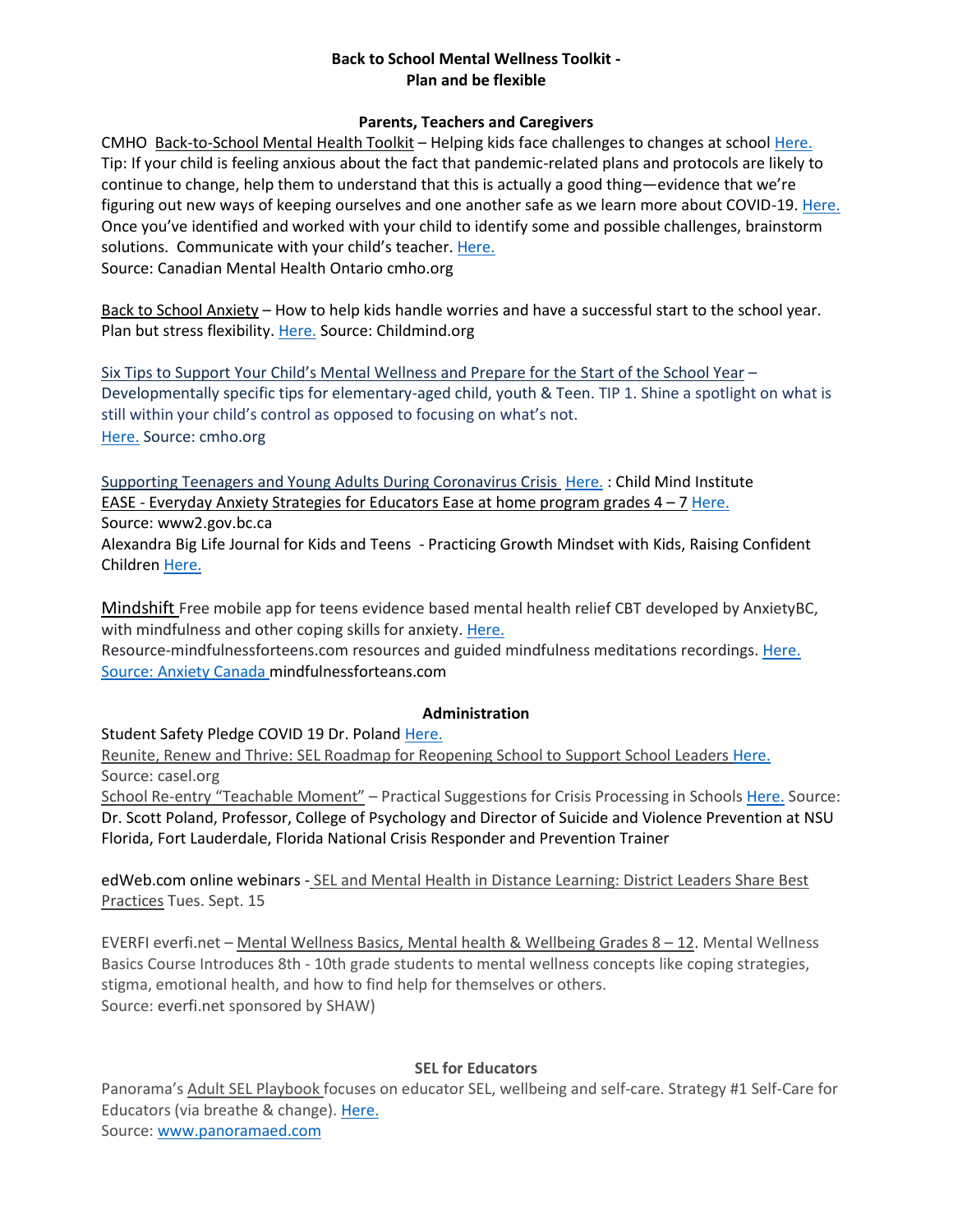**Back to School Mental Wellness Toolkit -**
**Plan and be flexible**

**Parents, Teachers and Caregivers**

CMHO Back-to-School Mental Health Toolkit – Helping kids face challenges to changes at school Here.
Tip: If your child is feeling anxious about the fact that pandemic-related plans and protocols are likely to continue to change, help them to understand that this is actually a good thing—evidence that we're figuring out new ways of keeping ourselves and one another safe as we learn more about COVID-19. Here.
Once you've identified and worked with your child to identify some and possible challenges, brainstorm solutions. Communicate with your child's teacher. Here.
Source: Canadian Mental Health Ontario cmho.org

Back to School Anxiety – How to help kids handle worries and have a successful start to the school year. Plan but stress flexibility. Here. Source: Childmind.org

Six Tips to Support Your Child's Mental Wellness and Prepare for the Start of the School Year – Developmentally specific tips for elementary-aged child, youth & Teen. TIP 1. Shine a spotlight on what is still within your child's control as opposed to focusing on what's not.
Here. Source: cmho.org

Supporting Teenagers and Young Adults During Coronavirus Crisis Here. : Child Mind Institute
EASE - Everyday Anxiety Strategies for Educators Ease at home program grades 4 – 7 Here.
Source: www2.gov.bc.ca
Alexandra Big Life Journal for Kids and Teens - Practicing Growth Mindset with Kids, Raising Confident Children Here.

Mindshift Free mobile app for teens evidence based mental health relief CBT developed by AnxietyBC, with mindfulness and other coping skills for anxiety. Here.
Resource-mindfulnessforteens.com resources and guided mindfulness meditations recordings. Here.
Source: Anxiety Canada mindfulnessforteans.com

**Administration**

Student Safety Pledge COVID 19 Dr. Poland Here.
Reunite, Renew and Thrive: SEL Roadmap for Reopening School to Support School Leaders Here.
Source: casel.org
School Re-entry "Teachable Moment" – Practical Suggestions for Crisis Processing in Schools Here. Source: Dr. Scott Poland, Professor, College of Psychology and Director of Suicide and Violence Prevention at NSU Florida, Fort Lauderdale, Florida National Crisis Responder and Prevention Trainer

edWeb.com online webinars - SEL and Mental Health in Distance Learning: District Leaders Share Best Practices Tues. Sept. 15

EVERFI everfi.net – Mental Wellness Basics, Mental health & Wellbeing Grades 8 – 12. Mental Wellness Basics Course Introduces 8th - 10th grade students to mental wellness concepts like coping strategies, stigma, emotional health, and how to find help for themselves or others.
Source: everfi.net sponsored by SHAW)

**SEL for Educators**

Panorama's Adult SEL Playbook focuses on educator SEL, wellbeing and self-care. Strategy #1 Self-Care for Educators (via breathe & change). Here.
Source: www.panoramaed.com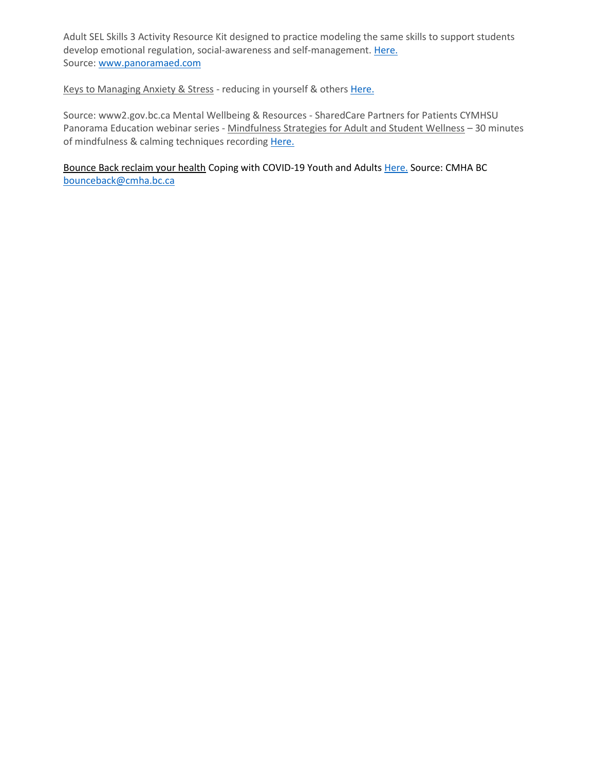Adult SEL Skills 3 Activity Resource Kit designed to practice modeling the same skills to support students develop emotional regulation, social-awareness and self-management. Here.
Source: www.panoramaed.com

Keys to Managing Anxiety & Stress - reducing in yourself & others Here.

Source: www2.gov.bc.ca Mental Wellbeing & Resources - SharedCare Partners for Patients CYMHSU
Panorama Education webinar series - Mindfulness Strategies for Adult and Student Wellness – 30 minutes of mindfulness & calming techniques recording Here.

Bounce Back reclaim your health Coping with COVID-19 Youth and Adults Here. Source: CMHA BC
bounceback@cmha.bc.ca